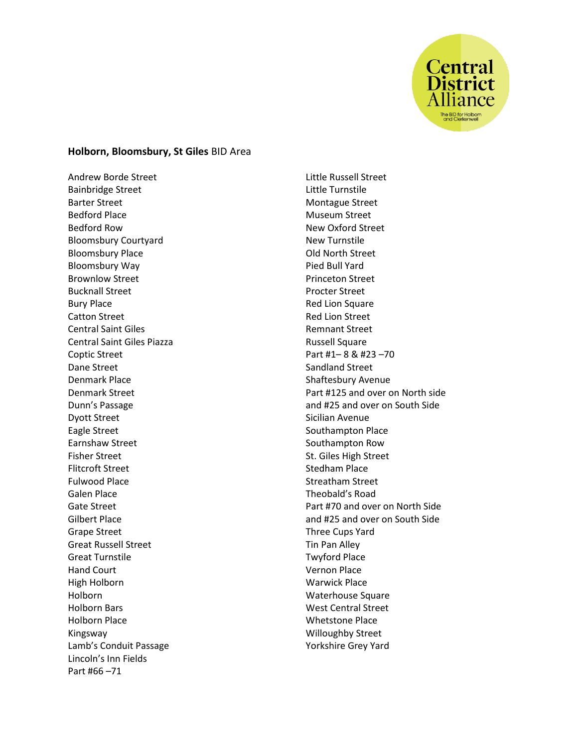Central District Alliance
The BID for Holborn and Clerkenwell

**Holborn, Bloomsbury, St Giles** BID Area

Andrew Borde Street
Bainbridge Street
Barter Street
Bedford Place
Bedford Row
Bloomsbury Courtyard
Bloomsbury Place
Bloomsbury Way
Brownlow Street
Bucknall Street
Bury Place
Catton Street
Central Saint Giles
Central Saint Giles Piazza
Coptic Street
Dane Street
Denmark Place
Denmark Street
Dunn's Passage
Dyott Street
Eagle Street
Earnshaw Street
Fisher Street
Flitcroft Street
Fulwood Place
Galen Place
Gate Street
Gilbert Place
Grape Street
Great Russell Street
Great Turnstile
Hand Court
High Holborn
Holborn
Holborn Bars
Holborn Place
Kingsway
Lamb's Conduit Passage
Lincoln's Inn Fields
Part #66 –71
Little Russell Street
Little Turnstile
Montague Street
Museum Street
New Oxford Street
New Turnstile
Old North Street
Pied Bull Yard
Princeton Street
Procter Street
Red Lion Square
Red Lion Street
Remnant Street
Russell Square
Part #1– 8 & #23 –70
Sandland Street
Shaftesbury Avenue
Part #125 and over on North side
and #25 and over on South Side
Sicilian Avenue
Southampton Place
Southampton Row
St. Giles High Street
Stedham Place
Streatham Street
Theobald's Road
Part #70 and over on North Side
and #25 and over on South Side
Three Cups Yard
Tin Pan Alley
Twyford Place
Vernon Place
Warwick Place
Waterhouse Square
West Central Street
Whetstone Place
Willoughby Street
Yorkshire Grey Yard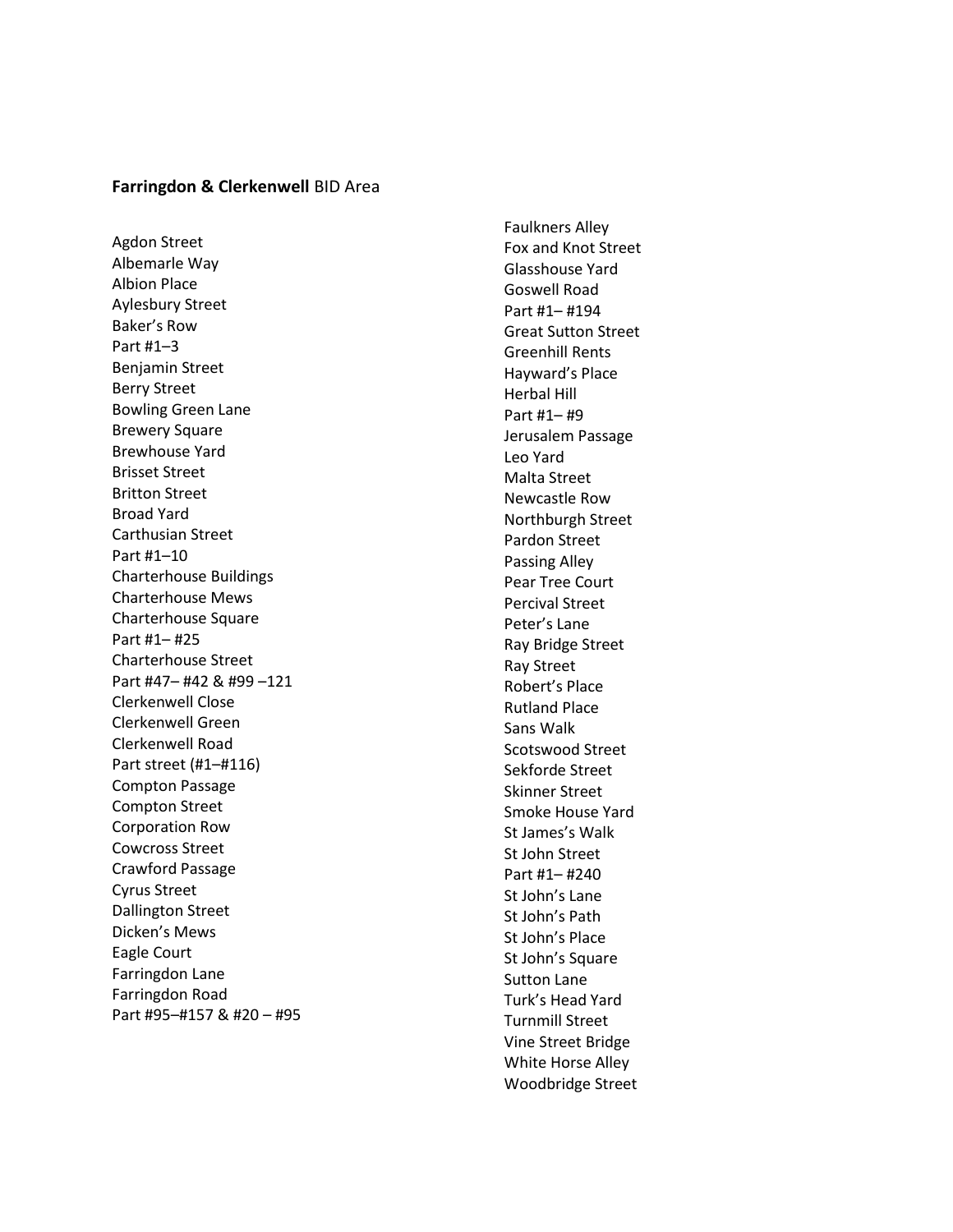**Farringdon & Clerkenwell** BID Area

Agdon Street
Albemarle Way
Albion Place
Aylesbury Street
Baker's Row
Part #1–3
Benjamin Street
Berry Street
Bowling Green Lane
Brewery Square
Brewhouse Yard
Brisset Street
Britton Street
Broad Yard
Carthusian Street
Part #1–10
Charterhouse Buildings
Charterhouse Mews
Charterhouse Square
Part #1– #25
Charterhouse Street
Part #47– #42 & #99 –121
Clerkenwell Close
Clerkenwell Green
Clerkenwell Road
Part street (#1–#116)
Compton Passage
Compton Street
Corporation Row
Cowcross Street
Crawford Passage
Cyrus Street
Dallington Street
Dicken's Mews
Eagle Court
Farringdon Lane
Farringdon Road
Part #95–#157 & #20 – #95

Faulkners Alley
Fox and Knot Street
Glasshouse Yard
Goswell Road
Part #1– #194
Great Sutton Street
Greenhill Rents
Hayward's Place
Herbal Hill
Part #1– #9
Jerusalem Passage
Leo Yard
Malta Street
Newcastle Row
Northburgh Street
Pardon Street
Passing Alley
Pear Tree Court
Percival Street
Peter's Lane
Ray Bridge Street
Ray Street
Robert's Place
Rutland Place
Sans Walk
Scotswood Street
Sekforde Street
Skinner Street
Smoke House Yard
St James's Walk
St John Street
Part #1– #240
St John's Lane
St John's Path
St John's Place
St John's Square
Sutton Lane
Turk's Head Yard
Turnmill Street
Vine Street Bridge
White Horse Alley
Woodbridge Street